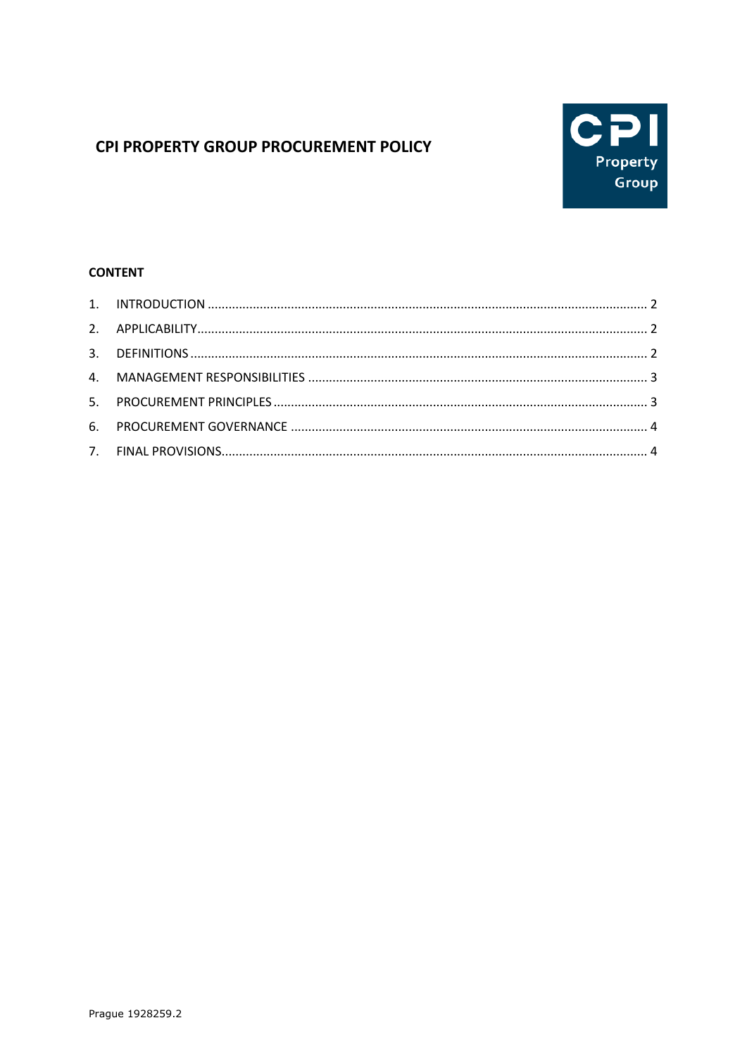# CPI PROPERTY GROUP PROCUREMENT POLICY

**CONTENT**

1. INTRODUCTION ........................................................................................................... 2
2. APPLICABILITY ............................................................................................................. 2
3. DEFINITIONS ................................................................................................................ 2
4. MANAGEMENT RESPONSIBILITIES ............................................................................... 3
5. PROCUREMENT PRINCIPLES ........................................................................................ 3
6. PROCUREMENT GOVERNANCE .................................................................................... 4
7. FINAL PROVISIONS....................................................................................................... 4

Prague 1928259.2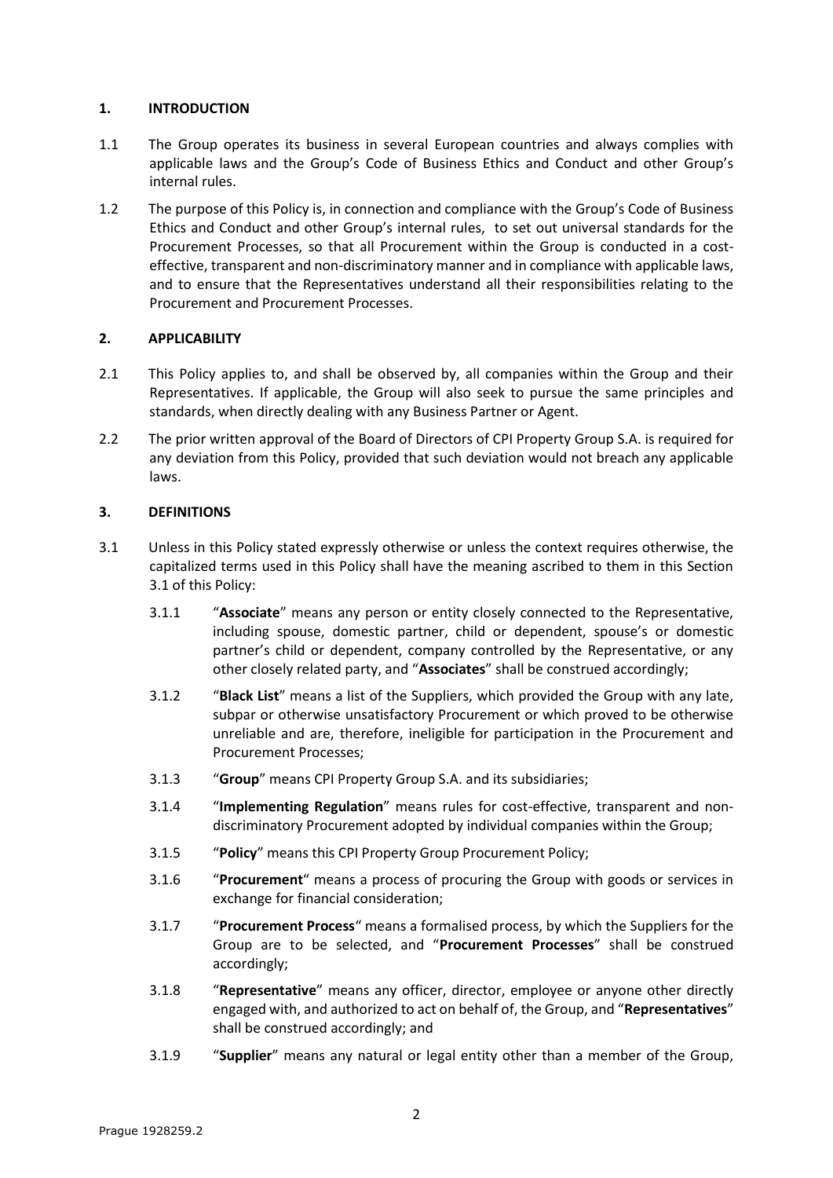## 1. INTRODUCTION

1.1 The Group operates its business in several European countries and always complies with applicable laws and the Group's Code of Business Ethics and Conduct and other Group's internal rules.

1.2 The purpose of this Policy is, in connection and compliance with the Group's Code of Business Ethics and Conduct and other Group's internal rules, to set out universal standards for the Procurement Processes, so that all Procurement within the Group is conducted in a cost-effective, transparent and non-discriminatory manner and in compliance with applicable laws, and to ensure that the Representatives understand all their responsibilities relating to the Procurement and Procurement Processes.

## 2. APPLICABILITY

2.1 This Policy applies to, and shall be observed by, all companies within the Group and their Representatives. If applicable, the Group will also seek to pursue the same principles and standards, when directly dealing with any Business Partner or Agent.

2.2 The prior written approval of the Board of Directors of CPI Property Group S.A. is required for any deviation from this Policy, provided that such deviation would not breach any applicable laws.

## 3. DEFINITIONS

3.1 Unless in this Policy stated expressly otherwise or unless the context requires otherwise, the capitalized terms used in this Policy shall have the meaning ascribed to them in this Section 3.1 of this Policy:

3.1.1 "**Associate**" means any person or entity closely connected to the Representative, including spouse, domestic partner, child or dependent, spouse's or domestic partner's child or dependent, company controlled by the Representative, or any other closely related party, and "**Associates**" shall be construed accordingly;

3.1.2 "**Black List**" means a list of the Suppliers, which provided the Group with any late, subpar or otherwise unsatisfactory Procurement or which proved to be otherwise unreliable and are, therefore, ineligible for participation in the Procurement and Procurement Processes;

3.1.3 "**Group**" means CPI Property Group S.A. and its subsidiaries;

3.1.4 "**Implementing Regulation**" means rules for cost-effective, transparent and non-discriminatory Procurement adopted by individual companies within the Group;

3.1.5 "**Policy**" means this CPI Property Group Procurement Policy;

3.1.6 "**Procurement**" means a process of procuring the Group with goods or services in exchange for financial consideration;

3.1.7 "**Procurement Process**" means a formalised process, by which the Suppliers for the Group are to be selected, and "**Procurement Processes**" shall be construed accordingly;

3.1.8 "**Representative**" means any officer, director, employee or anyone other directly engaged with, and authorized to act on behalf of, the Group, and "**Representatives**" shall be construed accordingly; and

3.1.9 "**Supplier**" means any natural or legal entity other than a member of the Group,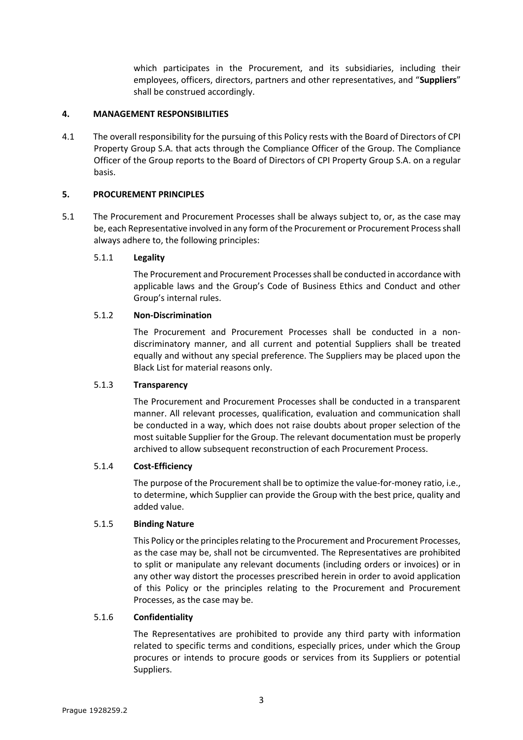which participates in the Procurement, and its subsidiaries, including their employees, officers, directors, partners and other representatives, and "**Suppliers**" shall be construed accordingly.

## 4. MANAGEMENT RESPONSIBILITIES

4.1 The overall responsibility for the pursuing of this Policy rests with the Board of Directors of CPI Property Group S.A. that acts through the Compliance Officer of the Group. The Compliance Officer of the Group reports to the Board of Directors of CPI Property Group S.A. on a regular basis.

## 5. PROCUREMENT PRINCIPLES

5.1 The Procurement and Procurement Processes shall be always subject to, or, as the case may be, each Representative involved in any form of the Procurement or Procurement Process shall always adhere to, the following principles:

5.1.1 **Legality**

The Procurement and Procurement Processes shall be conducted in accordance with applicable laws and the Group's Code of Business Ethics and Conduct and other Group's internal rules.

5.1.2 **Non-Discrimination**

The Procurement and Procurement Processes shall be conducted in a non-discriminatory manner, and all current and potential Suppliers shall be treated equally and without any special preference. The Suppliers may be placed upon the Black List for material reasons only.

5.1.3 **Transparency**

The Procurement and Procurement Processes shall be conducted in a transparent manner. All relevant processes, qualification, evaluation and communication shall be conducted in a way, which does not raise doubts about proper selection of the most suitable Supplier for the Group. The relevant documentation must be properly archived to allow subsequent reconstruction of each Procurement Process.

5.1.4 **Cost-Efficiency**

The purpose of the Procurement shall be to optimize the value-for-money ratio, i.e., to determine, which Supplier can provide the Group with the best price, quality and added value.

5.1.5 **Binding Nature**

This Policy or the principles relating to the Procurement and Procurement Processes, as the case may be, shall not be circumvented. The Representatives are prohibited to split or manipulate any relevant documents (including orders or invoices) or in any other way distort the processes prescribed herein in order to avoid application of this Policy or the principles relating to the Procurement and Procurement Processes, as the case may be.

5.1.6 **Confidentiality**

The Representatives are prohibited to provide any third party with information related to specific terms and conditions, especially prices, under which the Group procures or intends to procure goods or services from its Suppliers or potential Suppliers.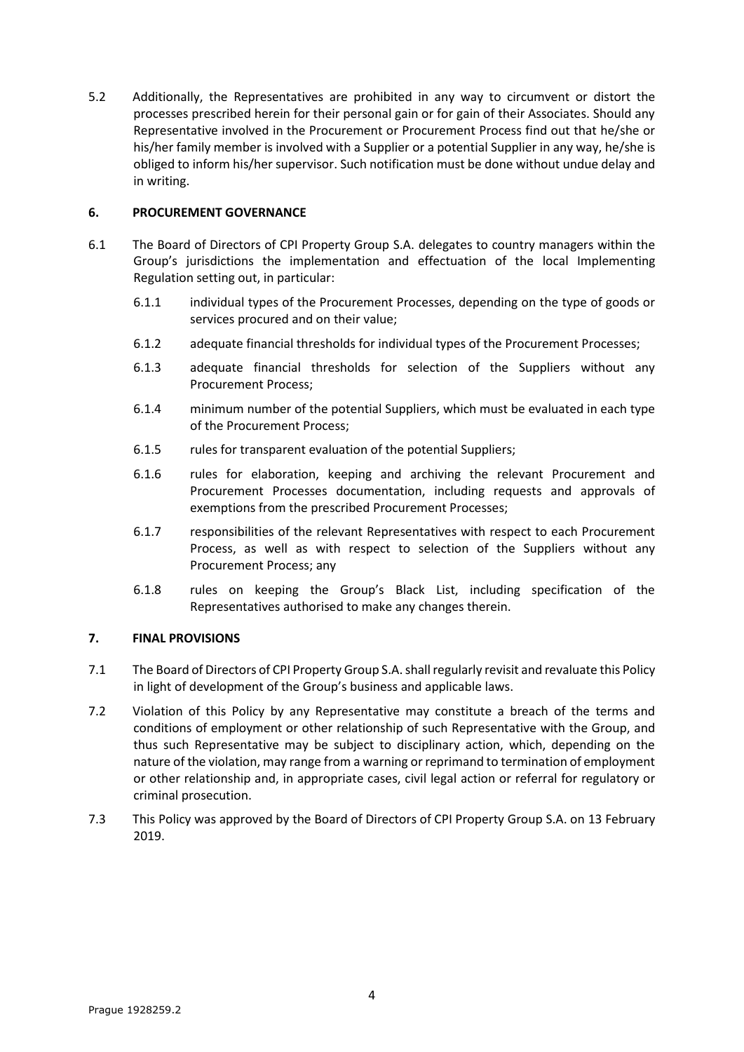5.2 Additionally, the Representatives are prohibited in any way to circumvent or distort the processes prescribed herein for their personal gain or for gain of their Associates. Should any Representative involved in the Procurement or Procurement Process find out that he/she or his/her family member is involved with a Supplier or a potential Supplier in any way, he/she is obliged to inform his/her supervisor. Such notification must be done without undue delay and in writing.

## 6. PROCUREMENT GOVERNANCE

6.1 The Board of Directors of CPI Property Group S.A. delegates to country managers within the Group's jurisdictions the implementation and effectuation of the local Implementing Regulation setting out, in particular:

6.1.1 individual types of the Procurement Processes, depending on the type of goods or services procured and on their value;

6.1.2 adequate financial thresholds for individual types of the Procurement Processes;

6.1.3 adequate financial thresholds for selection of the Suppliers without any Procurement Process;

6.1.4 minimum number of the potential Suppliers, which must be evaluated in each type of the Procurement Process;

6.1.5 rules for transparent evaluation of the potential Suppliers;

6.1.6 rules for elaboration, keeping and archiving the relevant Procurement and Procurement Processes documentation, including requests and approvals of exemptions from the prescribed Procurement Processes;

6.1.7 responsibilities of the relevant Representatives with respect to each Procurement Process, as well as with respect to selection of the Suppliers without any Procurement Process; any

6.1.8 rules on keeping the Group's Black List, including specification of the Representatives authorised to make any changes therein.

## 7. FINAL PROVISIONS

7.1 The Board of Directors of CPI Property Group S.A. shall regularly revisit and revaluate this Policy in light of development of the Group's business and applicable laws.

7.2 Violation of this Policy by any Representative may constitute a breach of the terms and conditions of employment or other relationship of such Representative with the Group, and thus such Representative may be subject to disciplinary action, which, depending on the nature of the violation, may range from a warning or reprimand to termination of employment or other relationship and, in appropriate cases, civil legal action or referral for regulatory or criminal prosecution.

7.3 This Policy was approved by the Board of Directors of CPI Property Group S.A. on 13 February 2019.

Prague 1928259.2